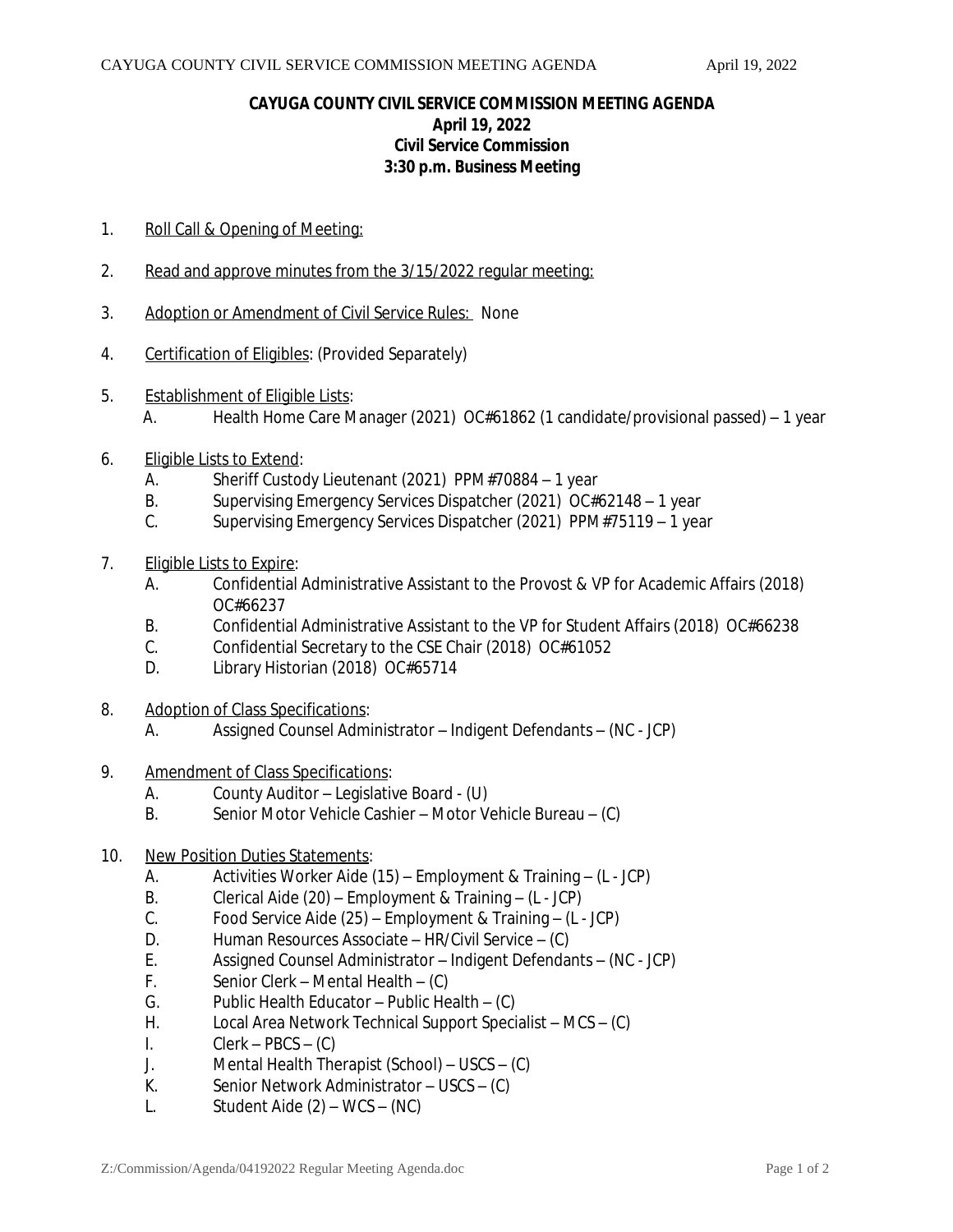# CAYUGA COUNTY CIVIL SERVICE COMMISSION MEETING AGENDA

**April 19, 2022**
**Civil Service Commission**
**3:30 p.m. Business Meeting**

1. Roll Call & Opening of Meeting:

2. Read and approve minutes from the 3/15/2022 regular meeting:

3. Adoption or Amendment of Civil Service Rules: None

4. Certification of Eligibles: (Provided Separately)

5. Establishment of Eligible Lists:
   - A. Health Home Care Manager (2021) OC#61862 (1 candidate/provisional passed) – 1 year

6. Eligible Lists to Extend:
   - A. Sheriff Custody Lieutenant (2021) PPM#70884 – 1 year
   - B. Supervising Emergency Services Dispatcher (2021) OC#62148 – 1 year
   - C. Supervising Emergency Services Dispatcher (2021) PPM#75119 – 1 year

7. Eligible Lists to Expire:
   - A. Confidential Administrative Assistant to the Provost & VP for Academic Affairs (2018) OC#66237
   - B. Confidential Administrative Assistant to the VP for Student Affairs (2018) OC#66238
   - C. Confidential Secretary to the CSE Chair (2018) OC#61052
   - D. Library Historian (2018) OC#65714

8. Adoption of Class Specifications:
   - A. Assigned Counsel Administrator – Indigent Defendants – (NC - JCP)

9. Amendment of Class Specifications:
   - A. County Auditor – Legislative Board - (U)
   - B. Senior Motor Vehicle Cashier – Motor Vehicle Bureau – (C)

10. New Position Duties Statements:
    - A. Activities Worker Aide (15) – Employment & Training – (L - JCP)
    - B. Clerical Aide (20) – Employment & Training – (L - JCP)
    - C. Food Service Aide (25) – Employment & Training – (L - JCP)
    - D. Human Resources Associate – HR/Civil Service – (C)
    - E. Assigned Counsel Administrator – Indigent Defendants – (NC - JCP)
    - F. Senior Clerk – Mental Health – (C)
    - G. Public Health Educator – Public Health – (C)
    - H. Local Area Network Technical Support Specialist – MCS – (C)
    - I. Clerk – PBCS – (C)
    - J. Mental Health Therapist (School) – USCS – (C)
    - K. Senior Network Administrator – USCS – (C)
    - L. Student Aide (2) – WCS – (NC)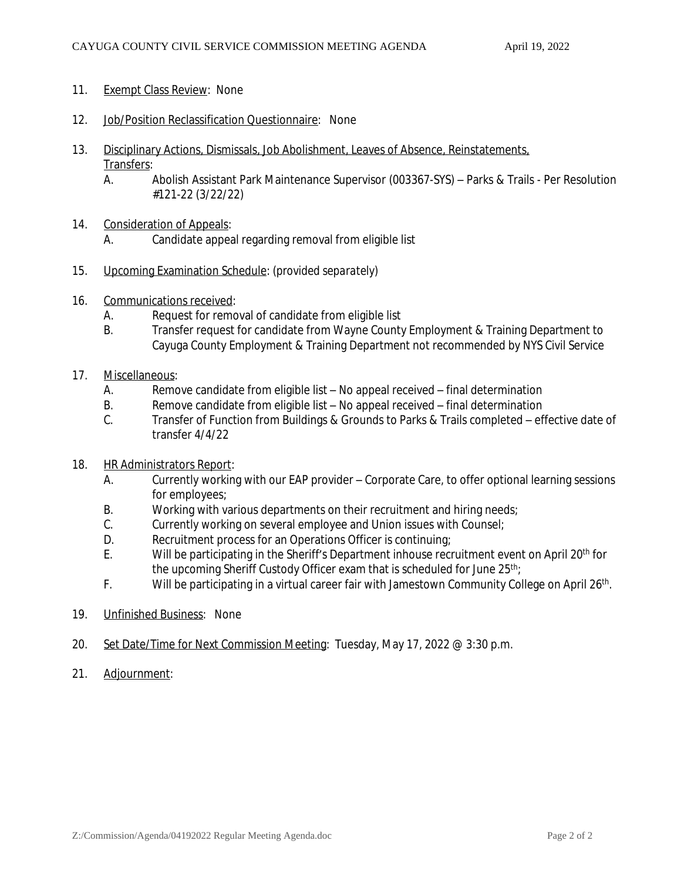11. Exempt Class Review: None

12. Job/Position Reclassification Questionnaire: None

13. Disciplinary Actions, Dismissals, Job Abolishment, Leaves of Absence, Reinstatements, Transfers:
    A. Abolish Assistant Park Maintenance Supervisor (003367-SYS) – Parks & Trails - Per Resolution #121-22 (3/22/22)

14. Consideration of Appeals:
    A. Candidate appeal regarding removal from eligible list

15. Upcoming Examination Schedule: *(provided separately)*

16. Communications received:
    A. Request for removal of candidate from eligible list
    B. Transfer request for candidate from Wayne County Employment & Training Department to Cayuga County Employment & Training Department not recommended by NYS Civil Service

17. Miscellaneous:
    A. Remove candidate from eligible list – No appeal received – final determination
    B. Remove candidate from eligible list – No appeal received – final determination
    C. Transfer of Function from Buildings & Grounds to Parks & Trails completed – effective date of transfer 4/4/22

18. HR Administrators Report:
    A. Currently working with our EAP provider – Corporate Care, to offer optional learning sessions for employees;
    B. Working with various departments on their recruitment and hiring needs;
    C. Currently working on several employee and Union issues with Counsel;
    D. Recruitment process for an Operations Officer is continuing;
    E. Will be participating in the Sheriff's Department inhouse recruitment event on April 20th for the upcoming Sheriff Custody Officer exam that is scheduled for June 25th;
    F. Will be participating in a virtual career fair with Jamestown Community College on April 26th.

19. Unfinished Business: None

20. Set Date/Time for Next Commission Meeting: Tuesday, May 17, 2022 @ 3:30 p.m.

21. Adjournment: